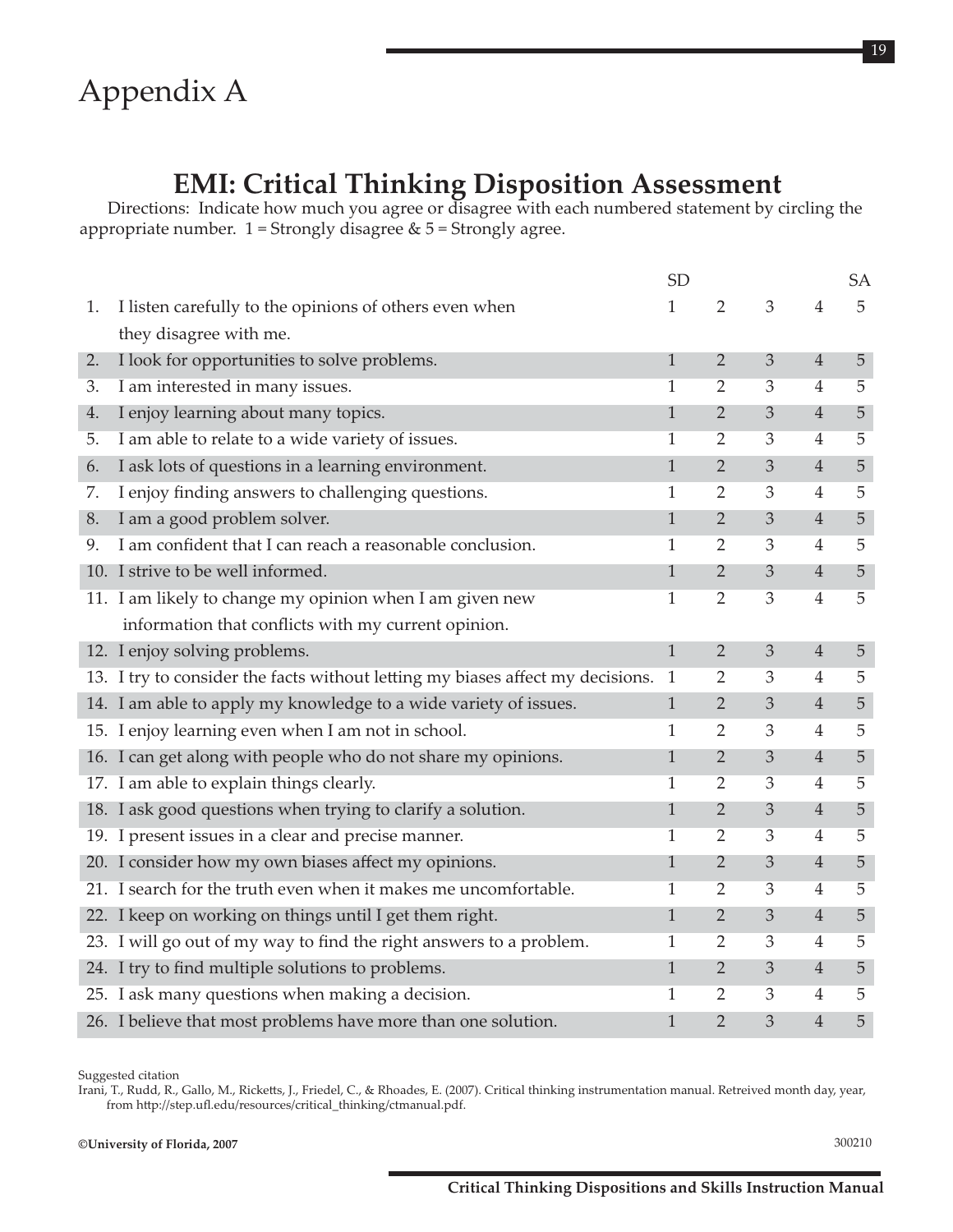# Appendix A

## EMI: Critical Thinking Disposition Assessment

Directions: Indicate how much you agree or disagree with each numbered statement by circling the appropriate number. 1 = Strongly disagree & 5 = Strongly agree.

| | | SD | | | | SA |
|---|---|---|---|---|---|---|
| 1. | I listen carefully to the opinions of others even when they disagree with me. | 1 | 2 | 3 | 4 | 5 |
| 2. | I look for opportunities to solve problems. | 1 | 2 | 3 | 4 | 5 |
| 3. | I am interested in many issues. | 1 | 2 | 3 | 4 | 5 |
| 4. | I enjoy learning about many topics. | 1 | 2 | 3 | 4 | 5 |
| 5. | I am able to relate to a wide variety of issues. | 1 | 2 | 3 | 4 | 5 |
| 6. | I ask lots of questions in a learning environment. | 1 | 2 | 3 | 4 | 5 |
| 7. | I enjoy finding answers to challenging questions. | 1 | 2 | 3 | 4 | 5 |
| 8. | I am a good problem solver. | 1 | 2 | 3 | 4 | 5 |
| 9. | I am confident that I can reach a reasonable conclusion. | 1 | 2 | 3 | 4 | 5 |
| 10. | I strive to be well informed. | 1 | 2 | 3 | 4 | 5 |
| 11. | I am likely to change my opinion when I am given new information that conflicts with my current opinion. | 1 | 2 | 3 | 4 | 5 |
| 12. | I enjoy solving problems. | 1 | 2 | 3 | 4 | 5 |
| 13. | I try to consider the facts without letting my biases affect my decisions. | 1 | 2 | 3 | 4 | 5 |
| 14. | I am able to apply my knowledge to a wide variety of issues. | 1 | 2 | 3 | 4 | 5 |
| 15. | I enjoy learning even when I am not in school. | 1 | 2 | 3 | 4 | 5 |
| 16. | I can get along with people who do not share my opinions. | 1 | 2 | 3 | 4 | 5 |
| 17. | I am able to explain things clearly. | 1 | 2 | 3 | 4 | 5 |
| 18. | I ask good questions when trying to clarify a solution. | 1 | 2 | 3 | 4 | 5 |
| 19. | I present issues in a clear and precise manner. | 1 | 2 | 3 | 4 | 5 |
| 20. | I consider how my own biases affect my opinions. | 1 | 2 | 3 | 4 | 5 |
| 21. | I search for the truth even when it makes me uncomfortable. | 1 | 2 | 3 | 4 | 5 |
| 22. | I keep on working on things until I get them right. | 1 | 2 | 3 | 4 | 5 |
| 23. | I will go out of my way to find the right answers to a problem. | 1 | 2 | 3 | 4 | 5 |
| 24. | I try to find multiple solutions to problems. | 1 | 2 | 3 | 4 | 5 |
| 25. | I ask many questions when making a decision. | 1 | 2 | 3 | 4 | 5 |
| 26. | I believe that most problems have more than one solution. | 1 | 2 | 3 | 4 | 5 |

Suggested citation

Irani, T., Rudd, R., Gallo, M., Ricketts, J., Friedel, C., & Rhoades, E. (2007). Critical thinking instrumentation manual. Retreived month day, year, from http://step.ufl.edu/resources/critical_thinking/ctmanual.pdf.

**©University of Florida, 2007**

300210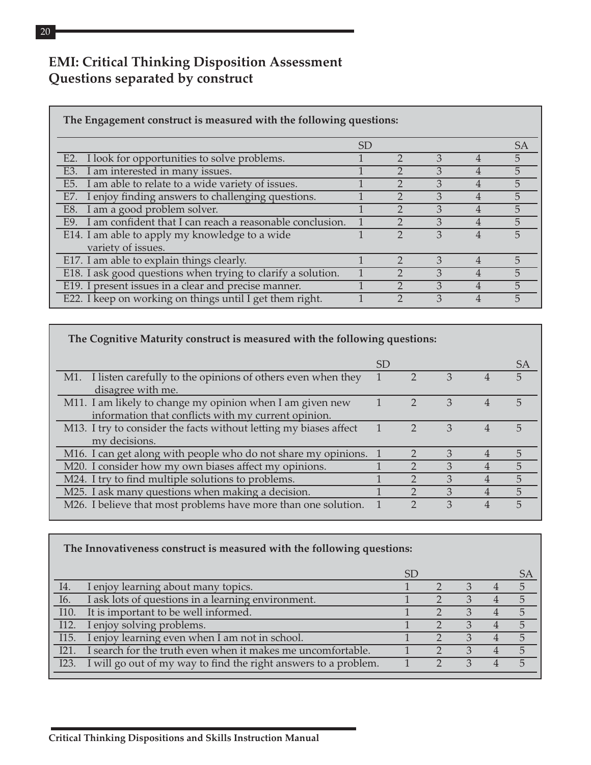## EMI: Critical Thinking Disposition Assessment Questions separated by construct

**The Engagement construct is measured with the following questions:**

| | SD | | | | SA |
|---|---|---|---|---|---|
| E2. I look for opportunities to solve problems. | 1 | 2 | 3 | 4 | 5 |
| E3. I am interested in many issues. | 1 | 2 | 3 | 4 | 5 |
| E5. I am able to relate to a wide variety of issues. | 1 | 2 | 3 | 4 | 5 |
| E7. I enjoy finding answers to challenging questions. | 1 | 2 | 3 | 4 | 5 |
| E8. I am a good problem solver. | 1 | 2 | 3 | 4 | 5 |
| E9. I am confident that I can reach a reasonable conclusion. | 1 | 2 | 3 | 4 | 5 |
| E14. I am able to apply my knowledge to a wide variety of issues. | 1 | 2 | 3 | 4 | 5 |
| E17. I am able to explain things clearly. | 1 | 2 | 3 | 4 | 5 |
| E18. I ask good questions when trying to clarify a solution. | 1 | 2 | 3 | 4 | 5 |
| E19. I present issues in a clear and precise manner. | 1 | 2 | 3 | 4 | 5 |
| E22. I keep on working on things until I get them right. | 1 | 2 | 3 | 4 | 5 |

**The Cognitive Maturity construct is measured with the following questions:**

| | SD | | | | SA |
|---|---|---|---|---|---|
| M1. I listen carefully to the opinions of others even when they disagree with me. | 1 | 2 | 3 | 4 | 5 |
| M11. I am likely to change my opinion when I am given new information that conflicts with my current opinion. | 1 | 2 | 3 | 4 | 5 |
| M13. I try to consider the facts without letting my biases affect my decisions. | 1 | 2 | 3 | 4 | 5 |
| M16. I can get along with people who do not share my opinions. | 1 | 2 | 3 | 4 | 5 |
| M20. I consider how my own biases affect my opinions. | 1 | 2 | 3 | 4 | 5 |
| M24. I try to find multiple solutions to problems. | 1 | 2 | 3 | 4 | 5 |
| M25. I ask many questions when making a decision. | 1 | 2 | 3 | 4 | 5 |
| M26. I believe that most problems have more than one solution. | 1 | 2 | 3 | 4 | 5 |

**The Innovativeness construct is measured with the following questions:**

| | | SD | | | | SA |
|---|---|---|---|---|---|---|
| I4. | I enjoy learning about many topics. | 1 | 2 | 3 | 4 | 5 |
| I6. | I ask lots of questions in a learning environment. | 1 | 2 | 3 | 4 | 5 |
| I10. | It is important to be well informed. | 1 | 2 | 3 | 4 | 5 |
| I12. | I enjoy solving problems. | 1 | 2 | 3 | 4 | 5 |
| I15. | I enjoy learning even when I am not in school. | 1 | 2 | 3 | 4 | 5 |
| I21. | I search for the truth even when it makes me uncomfortable. | 1 | 2 | 3 | 4 | 5 |
| I23. | I will go out of my way to find the right answers to a problem. | 1 | 2 | 3 | 4 | 5 |